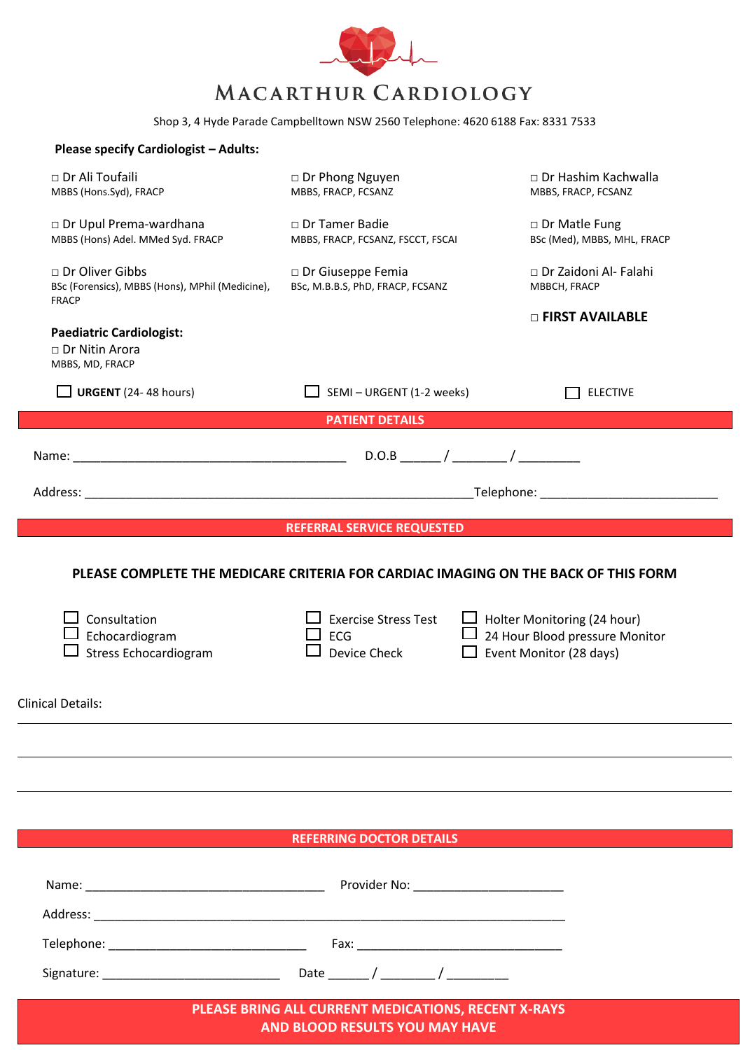# MACARTHUR CARDIOLOGY

Shop 3, 4 Hyde Parade Campbelltown NSW 2560 Telephone: 4620 6188 Fax: 8331 7533

**Please specify Cardiologist – Adults:**

□ Dr Ali Toufaili
MBBS (Hons.Syd), FRACP

□ Dr Phong Nguyen
MBBS, FRACP, FCSANZ

□ Dr Hashim Kachwalla
MBBS, FRACP, FCSANZ

□ Dr Upul Prema-wardhana
MBBS (Hons) Adel. MMed Syd. FRACP

□ Dr Tamer Badie
MBBS, FRACP, FCSANZ, FSCCT, FSCAI

□ Dr Matle Fung
BSc (Med), MBBS, MHL, FRACP

□ Dr Oliver Gibbs
BSc (Forensics), MBBS (Hons), MPhil (Medicine), FRACP

□ Dr Giuseppe Femia
BSc, M.B.B.S, PhD, FRACP, FCSANZ

□ Dr Zaidoni Al- Falahi
MBBCH, FRACP

□ **FIRST AVAILABLE**

**Paediatric Cardiologist:**

□ Dr Nitin Arora
MBBS, MD, FRACP

☐ **URGENT** (24- 48 hours) ☐ SEMI – URGENT (1-2 weeks) ☐ ELECTIVE

## PATIENT DETAILS

Name: ________________________________________ D.O.B ______ / ________ / _________

Address: ________________________________________________________Telephone: __________________________

## REFERRAL SERVICE REQUESTED

**PLEASE COMPLETE THE MEDICARE CRITERIA FOR CARDIAC IMAGING ON THE BACK OF THIS FORM**

☐ Consultation
☐ Echocardiogram
☐ Stress Echocardiogram
☐ Exercise Stress Test
☐ ECG
☐ Device Check
☐ Holter Monitoring (24 hour)
☐ 24 Hour Blood pressure Monitor
☐ Event Monitor (28 days)

Clinical Details:

______________________________________________________________________________

______________________________________________________________________________

______________________________________________________________________________

## REFERRING DOCTOR DETAILS

Name: ___________________________________ Provider No: ______________________

Address: ____________________________________________________________________

Telephone: _____________________________ Fax: ______________________________

Signature: __________________________ Date ______ / ________ / _________

**PLEASE BRING ALL CURRENT MEDICATIONS, RECENT X-RAYS AND BLOOD RESULTS YOU MAY HAVE**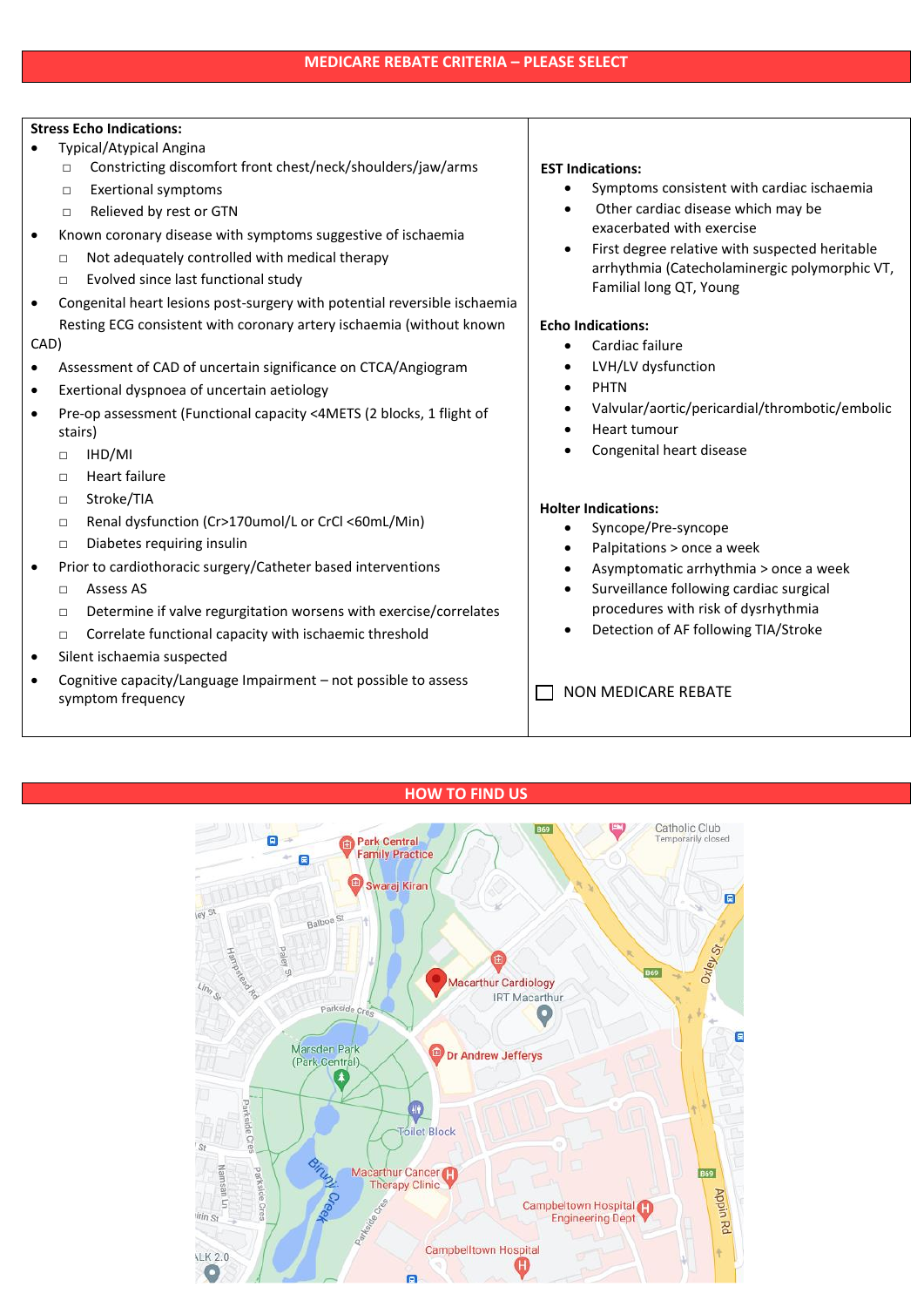## MEDICARE REBATE CRITERIA – PLEASE SELECT

**Stress Echo Indications:**

- Typical/Atypical Angina
  - □ Constricting discomfort front chest/neck/shoulders/jaw/arms
  - □ Exertional symptoms
  - □ Relieved by rest or GTN
- Known coronary disease with symptoms suggestive of ischaemia
  - □ Not adequately controlled with medical therapy
  - □ Evolved since last functional study
- Congenital heart lesions post-surgery with potential reversible ischaemia
- Resting ECG consistent with coronary artery ischaemia (without known CAD)
- Assessment of CAD of uncertain significance on CTCA/Angiogram
- Exertional dyspnoea of uncertain aetiology
- Pre-op assessment (Functional capacity <4METS (2 blocks, 1 flight of stairs)
  - □ IHD/MI
  - □ Heart failure
  - □ Stroke/TIA
  - □ Renal dysfunction (Cr>170umol/L or CrCl <60mL/Min)
  - □ Diabetes requiring insulin
- Prior to cardiothoracic surgery/Catheter based interventions
  - □ Assess AS
  - □ Determine if valve regurgitation worsens with exercise/correlates
  - □ Correlate functional capacity with ischaemic threshold
- Silent ischaemia suspected
- Cognitive capacity/Language Impairment – not possible to assess symptom frequency

**EST Indications:**

- Symptoms consistent with cardiac ischaemia
- Other cardiac disease which may be exacerbated with exercise
- First degree relative with suspected heritable arrhythmia (Catecholaminergic polymorphic VT, Familial long QT, Young

**Echo Indications:**

- Cardiac failure
- LVH/LV dysfunction
- PHTN
- Valvular/aortic/pericardial/thrombotic/embolic
- Heart tumour
- Congenital heart disease

**Holter Indications:**

- Syncope/Pre-syncope
- Palpitations > once a week
- Asymptomatic arrhythmia > once a week
- Surveillance following cardiac surgical procedures with risk of dysrhythmia
- Detection of AF following TIA/Stroke

☐ NON MEDICARE REBATE

## HOW TO FIND US

Macarthur Cardiology
IRT Macarthur
Park Central Family Practice
Swaraj Kiran
Marsden Park (Park Central)
Dr Andrew Jefferys
Toilet Block
Macarthur Cancer Therapy Clinic
Campbelltown Hospital Engineering Dept
Campbelltown Hospital
Catholic Club
Temporarily closed
Oxley St
Appin Rd
Parkside Cres
Bunyi Creek
Balboa St
Hampstead Rd
Paley St
B69